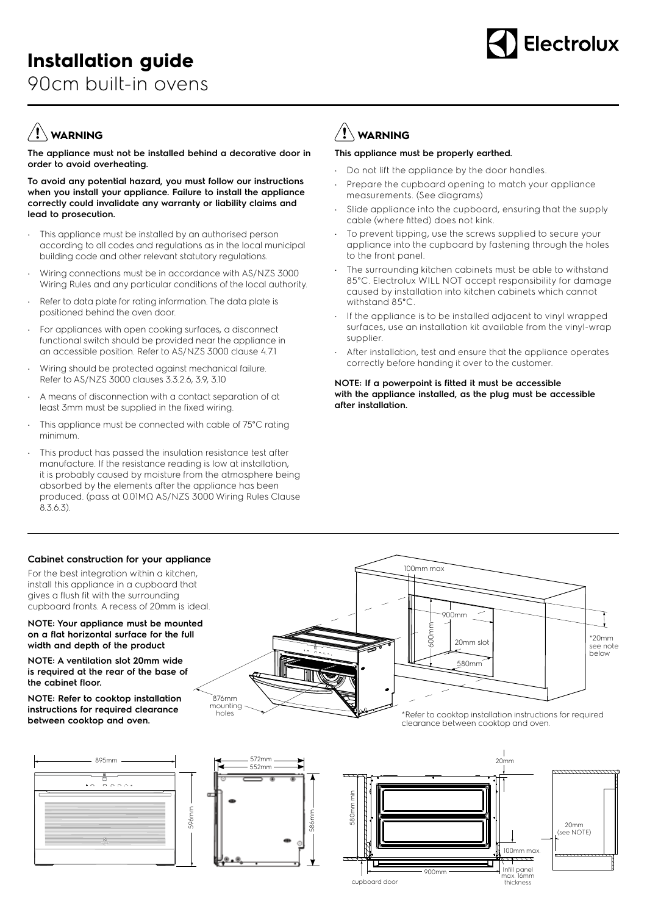# Installation guide

90cm built-in ovens

## ⚠ WARNING

**The appliance must not be installed behind a decorative door in order to avoid overheating.**

**To avoid any potential hazard, you must follow our instructions when you install your appliance. Failure to install the appliance correctly could invalidate any warranty or liability claims and lead to prosecution.**

- This appliance must be installed by an authorised person according to all codes and regulations as in the local municipal building code and other relevant statutory regulations.
- Wiring connections must be in accordance with AS/NZS 3000 Wiring Rules and any particular conditions of the local authority.
- Refer to data plate for rating information. The data plate is positioned behind the oven door.
- For appliances with open cooking surfaces, a disconnect functional switch should be provided near the appliance in an accessible position. Refer to AS/NZS 3000 clause 4.7.1
- Wiring should be protected against mechanical failure. Refer to AS/NZS 3000 clauses 3.3.2.6, 3.9, 3.10
- A means of disconnection with a contact separation of at least 3mm must be supplied in the fixed wiring.
- This appliance must be connected with cable of 75°C rating minimum.
- This product has passed the insulation resistance test after manufacture. If the resistance reading is low at installation, it is probably caused by moisture from the atmosphere being absorbed by the elements after the appliance has been produced. (pass at 0.01MΩ AS/NZS 3000 Wiring Rules Clause 8.3.6.3).

## ⚠ WARNING

**This appliance must be properly earthed.**

- Do not lift the appliance by the door handles.
- Prepare the cupboard opening to match your appliance measurements. (See diagrams)
- Slide appliance into the cupboard, ensuring that the supply cable (where fitted) does not kink.
- To prevent tipping, use the screws supplied to secure your appliance into the cupboard by fastening through the holes to the front panel.
- The surrounding kitchen cabinets must be able to withstand 85°C. Electrolux WILL NOT accept responsibility for damage caused by installation into kitchen cabinets which cannot withstand 85°C.
- If the appliance is to be installed adjacent to vinyl wrapped surfaces, use an installation kit available from the vinyl-wrap supplier.
- After installation, test and ensure that the appliance operates correctly before handing it over to the customer.

**NOTE: If a powerpoint is fitted it must be accessible with the appliance installed, as the plug must be accessible after installation.**

### Cabinet construction for your appliance

For the best integration within a kitchen, install this appliance in a cupboard that gives a flush fit with the surrounding cupboard fronts. A recess of 20mm is ideal.

**NOTE: Your appliance must be mounted on a flat horizontal surface for the full width and depth of the product**

**NOTE: A ventilation slot 20mm wide is required at the rear of the base of the cabinet floor.**

**NOTE: Refer to cooktop installation instructions for required clearance between cooktop and oven.**

100mm max · 900mm · 600mm · 20mm slot · 580mm · *20mm see note below · 876mm mounting holes

*Refer to cooktop installation instructions for required clearance between cooktop and oven.

895mm · 596mm · 572mm · 552mm · 586mm · 580mm min · 20mm · 100mm max. · 900mm · Infill panel max. 16mm thickness · cupboard door · 20mm (see NOTE)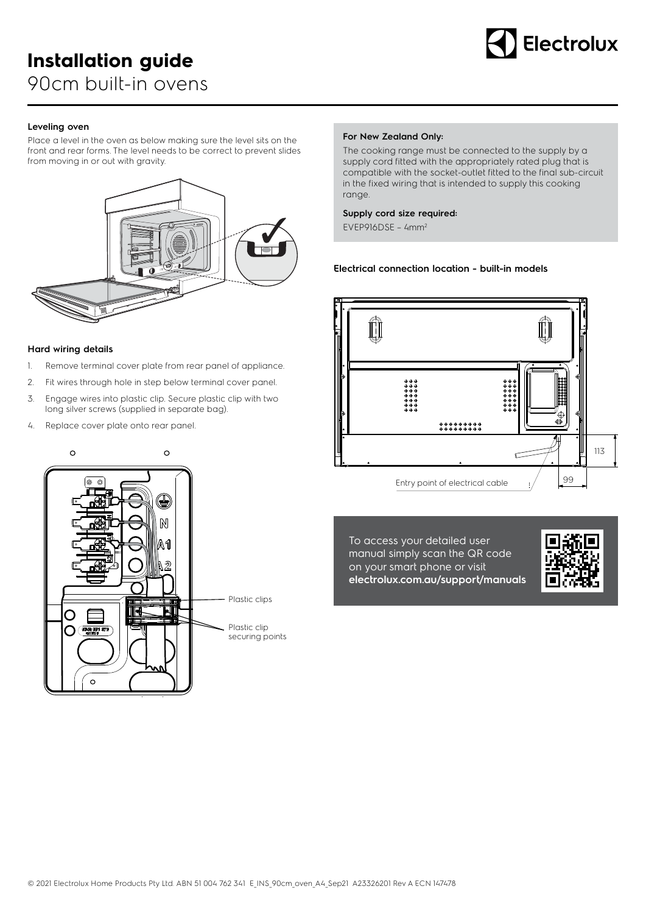# Installation guide

90cm built-in ovens

### Leveling oven

Place a level in the oven as below making sure the level sits on the front and rear forms. The level needs to be correct to prevent slides from moving in or out with gravity.

### Hard wiring details

1. Remove terminal cover plate from rear panel of appliance.
2. Fit wires through hole in step below terminal cover panel.
3. Engage wires into plastic clip. Secure plastic clip with two long silver screws (supplied in separate bag).
4. Replace cover plate onto rear panel.

N

A1

A2

Plastic clips

Plastic clip securing points

### For New Zealand Only:

The cooking range must be connected to the supply by a supply cord fitted with the appropriately rated plug that is compatible with the socket-outlet fitted to the final sub-circuit in the fixed wiring that is intended to supply this cooking range.

**Supply cord size required:**

EVEP916DSE – $4mm^2$

### Electrical connection location - built-in models

113

99

Entry point of electrical cable

To access your detailed user manual simply scan the QR code on your smart phone or visit **electrolux.com.au/support/manuals**

© 2021 Electrolux Home Products Pty Ltd. ABN 51 004 762 341 E_INS_90cm_oven_A4_Sep21 A23326201 Rev A ECN 147478